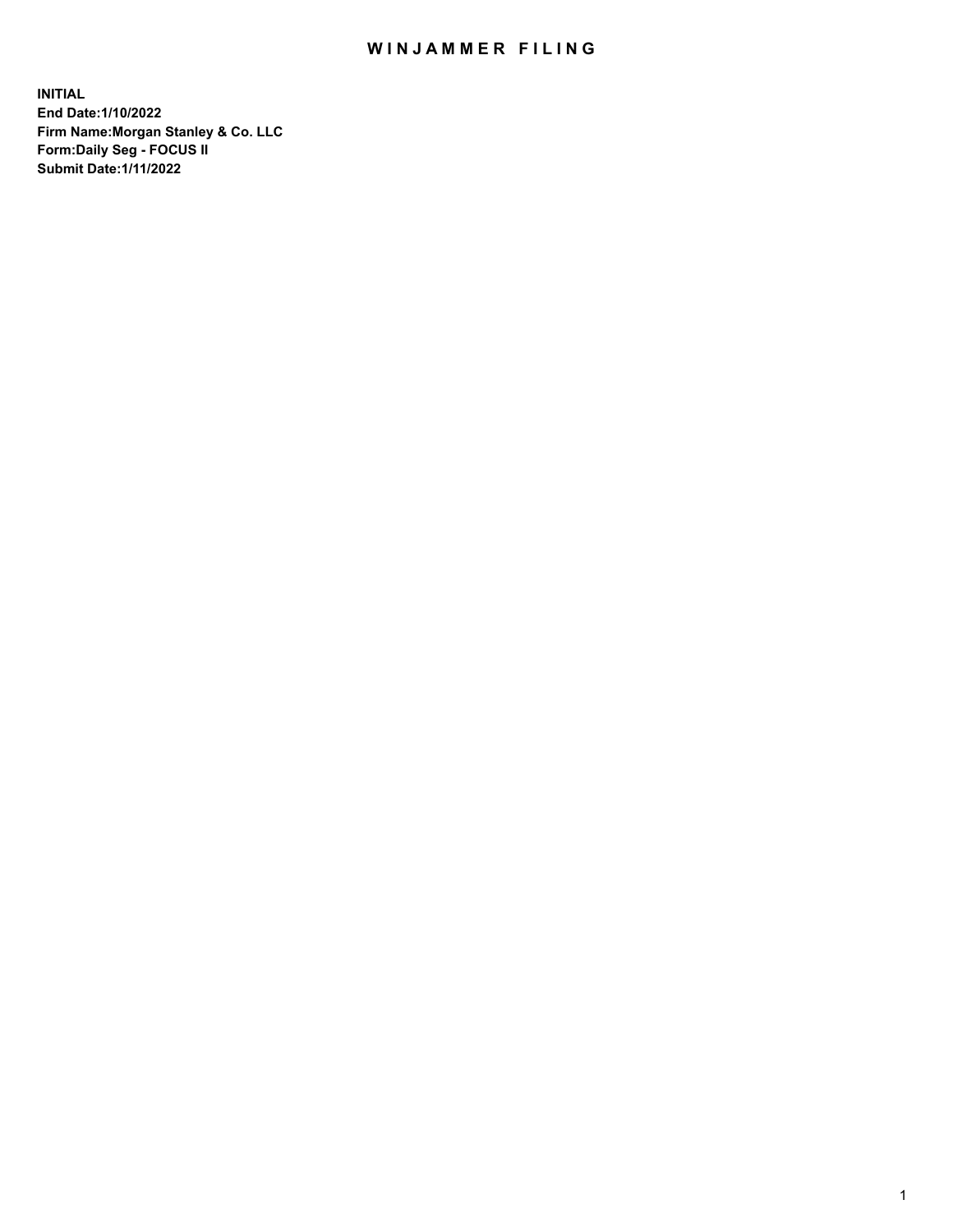# WINJAMMER FILING

**INITIAL**
**End Date:1/10/2022**
**Firm Name:Morgan Stanley & Co. LLC**
**Form:Daily Seg - FOCUS II**
**Submit Date:1/11/2022**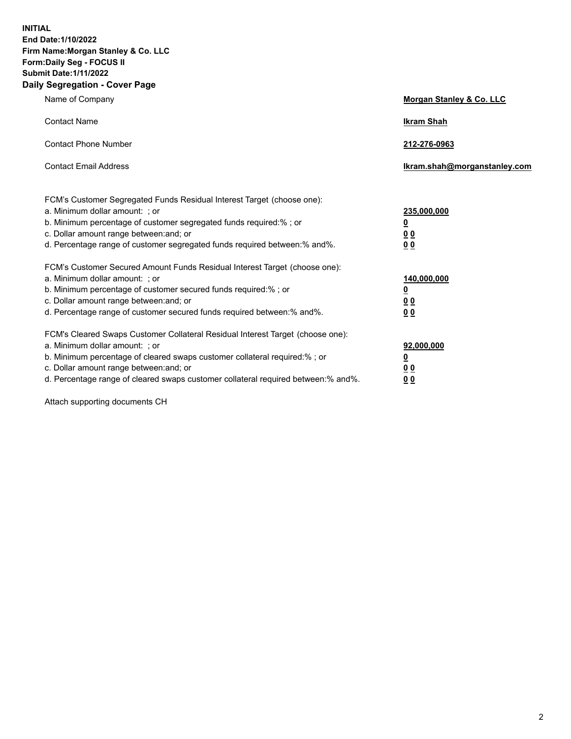**INITIAL**
**End Date:1/10/2022**
**Firm Name:Morgan Stanley & Co. LLC**
**Form:Daily Seg - FOCUS II**
**Submit Date:1/11/2022**

## Daily Segregation - Cover Page

| | |
|---|---|
| Name of Company | **Morgan Stanley & Co. LLC** |
| Contact Name | **Ikram Shah** |
| Contact Phone Number | **212-276-0963** |
| Contact Email Address | **Ikram.shah@morganstanley.com** |

| | |
|---|---|
| FCM's Customer Segregated Funds Residual Interest Target (choose one): | |
| a. Minimum dollar amount: ; or | **235,000,000** |
| b. Minimum percentage of customer segregated funds required:% ; or | **0** |
| c. Dollar amount range between:and; or | **0 0** |
| d. Percentage range of customer segregated funds required between:% and%. | **0 0** |

| | |
|---|---|
| FCM's Customer Secured Amount Funds Residual Interest Target (choose one): | |
| a. Minimum dollar amount: ; or | **140,000,000** |
| b. Minimum percentage of customer secured funds required:% ; or | **0** |
| c. Dollar amount range between:and; or | **0 0** |
| d. Percentage range of customer secured funds required between:% and%. | **0 0** |

| | |
|---|---|
| FCM's Cleared Swaps Customer Collateral Residual Interest Target (choose one): | |
| a. Minimum dollar amount: ; or | **92,000,000** |
| b. Minimum percentage of cleared swaps customer collateral required:% ; or | **0** |
| c. Dollar amount range between:and; or | **0 0** |
| d. Percentage range of cleared swaps customer collateral required between:% and%. | **0 0** |

Attach supporting documents CH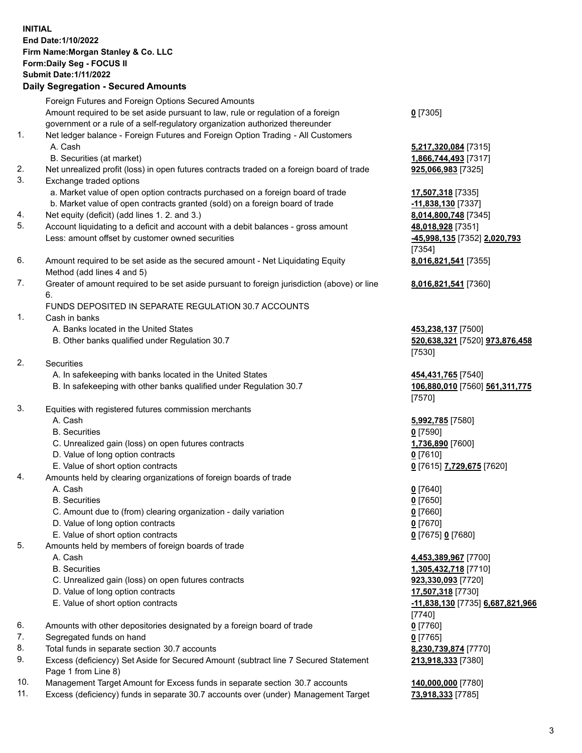**INITIAL**
**End Date:1/10/2022**
**Firm Name:Morgan Stanley & Co. LLC**
**Form:Daily Seg - FOCUS II**
**Submit Date:1/11/2022**

## Daily Segregation - Secured Amounts

| | | |
|---|---|---|
| | Foreign Futures and Foreign Options Secured Amounts | |
| | Amount required to be set aside pursuant to law, rule or regulation of a foreign government or a rule of a self-regulatory organization authorized thereunder | **0** [7305] |
| 1. | Net ledger balance - Foreign Futures and Foreign Option Trading - All Customers | |
| | A. Cash | **5,217,320,084** [7315] |
| | B. Securities (at market) | **1,866,744,493** [7317] |
| 2. | Net unrealized profit (loss) in open futures contracts traded on a foreign board of trade | **925,066,983** [7325] |
| 3. | Exchange traded options | |
| | a. Market value of open option contracts purchased on a foreign board of trade | **17,507,318** [7335] |
| | b. Market value of open contracts granted (sold) on a foreign board of trade | **-11,838,130** [7337] |
| 4. | Net equity (deficit) (add lines 1. 2. and 3.) | **8,014,800,748** [7345] |
| 5. | Account liquidating to a deficit and account with a debit balances - gross amount | **48,018,928** [7351] |
| | Less: amount offset by customer owned securities | **-45,998,135** [7352] **2,020,793** [7354] |
| 6. | Amount required to be set aside as the secured amount - Net Liquidating Equity Method (add lines 4 and 5) | **8,016,821,541** [7355] |
| 7. | Greater of amount required to be set aside pursuant to foreign jurisdiction (above) or line 6. | **8,016,821,541** [7360] |
| | FUNDS DEPOSITED IN SEPARATE REGULATION 30.7 ACCOUNTS | |
| 1. | Cash in banks | |
| | A. Banks located in the United States | **453,238,137** [7500] |
| | B. Other banks qualified under Regulation 30.7 | **520,638,321** [7520] **973,876,458** [7530] |
| 2. | Securities | |
| | A. In safekeeping with banks located in the United States | **454,431,765** [7540] |
| | B. In safekeeping with other banks qualified under Regulation 30.7 | **106,880,010** [7560] **561,311,775** [7570] |
| 3. | Equities with registered futures commission merchants | |
| | A. Cash | **5,992,785** [7580] |
| | B. Securities | **0** [7590] |
| | C. Unrealized gain (loss) on open futures contracts | **1,736,890** [7600] |
| | D. Value of long option contracts | **0** [7610] |
| | E. Value of short option contracts | **0** [7615] **7,729,675** [7620] |
| 4. | Amounts held by clearing organizations of foreign boards of trade | |
| | A. Cash | **0** [7640] |
| | B. Securities | **0** [7650] |
| | C. Amount due to (from) clearing organization - daily variation | **0** [7660] |
| | D. Value of long option contracts | **0** [7670] |
| | E. Value of short option contracts | **0** [7675] **0** [7680] |
| 5. | Amounts held by members of foreign boards of trade | |
| | A. Cash | **4,453,389,967** [7700] |
| | B. Securities | **1,305,432,718** [7710] |
| | C. Unrealized gain (loss) on open futures contracts | **923,330,093** [7720] |
| | D. Value of long option contracts | **17,507,318** [7730] |
| | E. Value of short option contracts | **-11,838,130** [7735] **6,687,821,966** [7740] |
| 6. | Amounts with other depositories designated by a foreign board of trade | **0** [7760] |
| 7. | Segregated funds on hand | **0** [7765] |
| 8. | Total funds in separate section 30.7 accounts | **8,230,739,874** [7770] |
| 9. | Excess (deficiency) Set Aside for Secured Amount (subtract line 7 Secured Statement Page 1 from Line 8) | **213,918,333** [7380] |
| 10. | Management Target Amount for Excess funds in separate section 30.7 accounts | **140,000,000** [7780] |
| 11. | Excess (deficiency) funds in separate 30.7 accounts over (under) Management Target | **73,918,333** [7785] |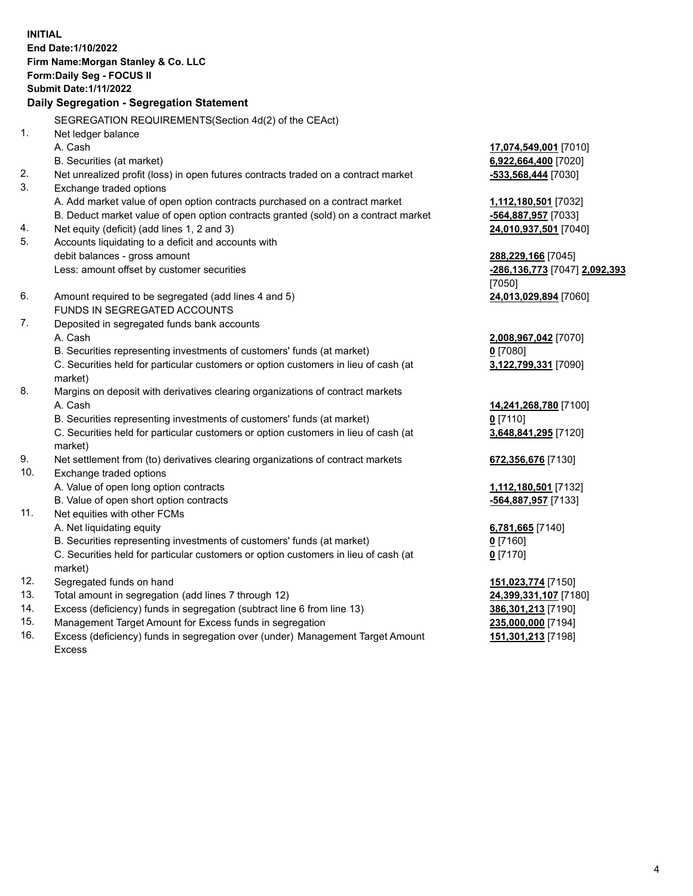**INITIAL**
**End Date:1/10/2022**
**Firm Name:Morgan Stanley & Co. LLC**
**Form:Daily Seg - FOCUS II**
**Submit Date:1/11/2022**

## Daily Segregation - Segregation Statement

SEGREGATION REQUIREMENTS(Section 4d(2) of the CEAct)

| | | |
|---|---|---|
| 1. | Net ledger balance | |
| | A. Cash | **17,074,549,001** [7010] |
| | B. Securities (at market) | **6,922,664,400** [7020] |
| 2. | Net unrealized profit (loss) in open futures contracts traded on a contract market | **-533,568,444** [7030] |
| 3. | Exchange traded options | |
| | A. Add market value of open option contracts purchased on a contract market | **1,112,180,501** [7032] |
| | B. Deduct market value of open option contracts granted (sold) on a contract market | **-564,887,957** [7033] |
| 4. | Net equity (deficit) (add lines 1, 2 and 3) | **24,010,937,501** [7040] |
| 5. | Accounts liquidating to a deficit and accounts with debit balances - gross amount | **288,229,166** [7045] |
| | Less: amount offset by customer securities | **-286,136,773** [7047] **2,092,393** [7050] |
| 6. | Amount required to be segregated (add lines 4 and 5) | **24,013,029,894** [7060] |
| | FUNDS IN SEGREGATED ACCOUNTS | |
| 7. | Deposited in segregated funds bank accounts | |
| | A. Cash | **2,008,967,042** [7070] |
| | B. Securities representing investments of customers' funds (at market) | **0** [7080] |
| | C. Securities held for particular customers or option customers in lieu of cash (at market) | **3,122,799,331** [7090] |
| 8. | Margins on deposit with derivatives clearing organizations of contract markets | |
| | A. Cash | **14,241,268,780** [7100] |
| | B. Securities representing investments of customers' funds (at market) | **0** [7110] |
| | C. Securities held for particular customers or option customers in lieu of cash (at market) | **3,648,841,295** [7120] |
| 9. | Net settlement from (to) derivatives clearing organizations of contract markets | **672,356,676** [7130] |
| 10. | Exchange traded options | |
| | A. Value of open long option contracts | **1,112,180,501** [7132] |
| | B. Value of open short option contracts | **-564,887,957** [7133] |
| 11. | Net equities with other FCMs | |
| | A. Net liquidating equity | **6,781,665** [7140] |
| | B. Securities representing investments of customers' funds (at market) | **0** [7160] |
| | C. Securities held for particular customers or option customers in lieu of cash (at market) | **0** [7170] |
| 12. | Segregated funds on hand | **151,023,774** [7150] |
| 13. | Total amount in segregation (add lines 7 through 12) | **24,399,331,107** [7180] |
| 14. | Excess (deficiency) funds in segregation (subtract line 6 from line 13) | **386,301,213** [7190] |
| 15. | Management Target Amount for Excess funds in segregation | **235,000,000** [7194] |
| 16. | Excess (deficiency) funds in segregation over (under) Management Target Amount Excess | **151,301,213** [7198] |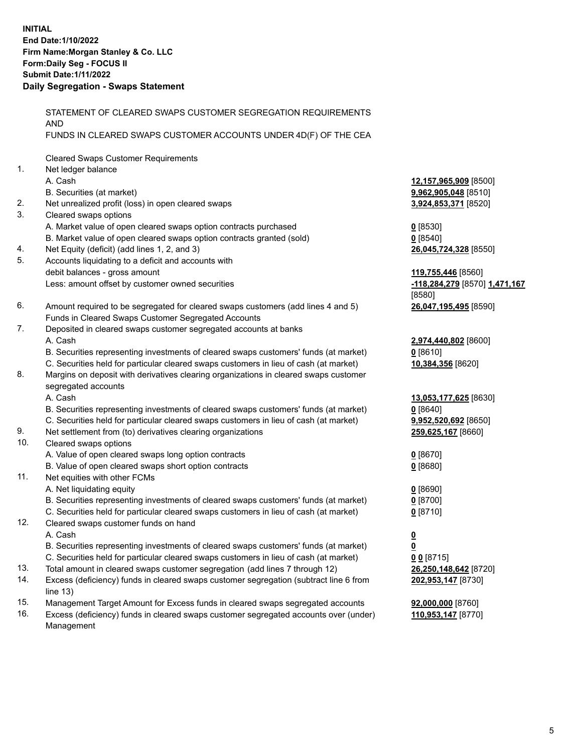**INITIAL**
**End Date:1/10/2022**
**Firm Name:Morgan Stanley & Co. LLC**
**Form:Daily Seg - FOCUS II**
**Submit Date:1/11/2022**

**Daily Segregation - Swaps Statement**

STATEMENT OF CLEARED SWAPS CUSTOMER SEGREGATION REQUIREMENTS AND FUNDS IN CLEARED SWAPS CUSTOMER ACCOUNTS UNDER 4D(F) OF THE CEA

| | | |
|---|---|---|
| | Cleared Swaps Customer Requirements | |
| 1. | Net ledger balance | |
| | A. Cash | **12,157,965,909** [8500] |
| | B. Securities (at market) | **9,962,905,048** [8510] |
| 2. | Net unrealized profit (loss) in open cleared swaps | **3,924,853,371** [8520] |
| 3. | Cleared swaps options | |
| | A. Market value of open cleared swaps option contracts purchased | **0** [8530] |
| | B. Market value of open cleared swaps option contracts granted (sold) | **0** [8540] |
| 4. | Net Equity (deficit) (add lines 1, 2, and 3) | **26,045,724,328** [8550] |
| 5. | Accounts liquidating to a deficit and accounts with debit balances - gross amount | **119,755,446** [8560] |
| | Less: amount offset by customer owned securities | **-118,284,279** [8570] **1,471,167** [8580] |
| 6. | Amount required to be segregated for cleared swaps customers (add lines 4 and 5) | **26,047,195,495** [8590] |
| | Funds in Cleared Swaps Customer Segregated Accounts | |
| 7. | Deposited in cleared swaps customer segregated accounts at banks | |
| | A. Cash | **2,974,440,802** [8600] |
| | B. Securities representing investments of cleared swaps customers' funds (at market) | **0** [8610] |
| | C. Securities held for particular cleared swaps customers in lieu of cash (at market) | **10,384,356** [8620] |
| 8. | Margins on deposit with derivatives clearing organizations in cleared swaps customer segregated accounts | |
| | A. Cash | **13,053,177,625** [8630] |
| | B. Securities representing investments of cleared swaps customers' funds (at market) | **0** [8640] |
| | C. Securities held for particular cleared swaps customers in lieu of cash (at market) | **9,952,520,692** [8650] |
| 9. | Net settlement from (to) derivatives clearing organizations | **259,625,167** [8660] |
| 10. | Cleared swaps options | |
| | A. Value of open cleared swaps long option contracts | **0** [8670] |
| | B. Value of open cleared swaps short option contracts | **0** [8680] |
| 11. | Net equities with other FCMs | |
| | A. Net liquidating equity | **0** [8690] |
| | B. Securities representing investments of cleared swaps customers' funds (at market) | **0** [8700] |
| | C. Securities held for particular cleared swaps customers in lieu of cash (at market) | **0** [8710] |
| 12. | Cleared swaps customer funds on hand | |
| | A. Cash | **0** |
| | B. Securities representing investments of cleared swaps customers' funds (at market) | **0** |
| | C. Securities held for particular cleared swaps customers in lieu of cash (at market) | **0** **0** [8715] |
| 13. | Total amount in cleared swaps customer segregation (add lines 7 through 12) | **26,250,148,642** [8720] |
| 14. | Excess (deficiency) funds in cleared swaps customer segregation (subtract line 6 from line 13) | **202,953,147** [8730] |
| 15. | Management Target Amount for Excess funds in cleared swaps segregated accounts | **92,000,000** [8760] |
| 16. | Excess (deficiency) funds in cleared swaps customer segregated accounts over (under) Management | **110,953,147** [8770] |